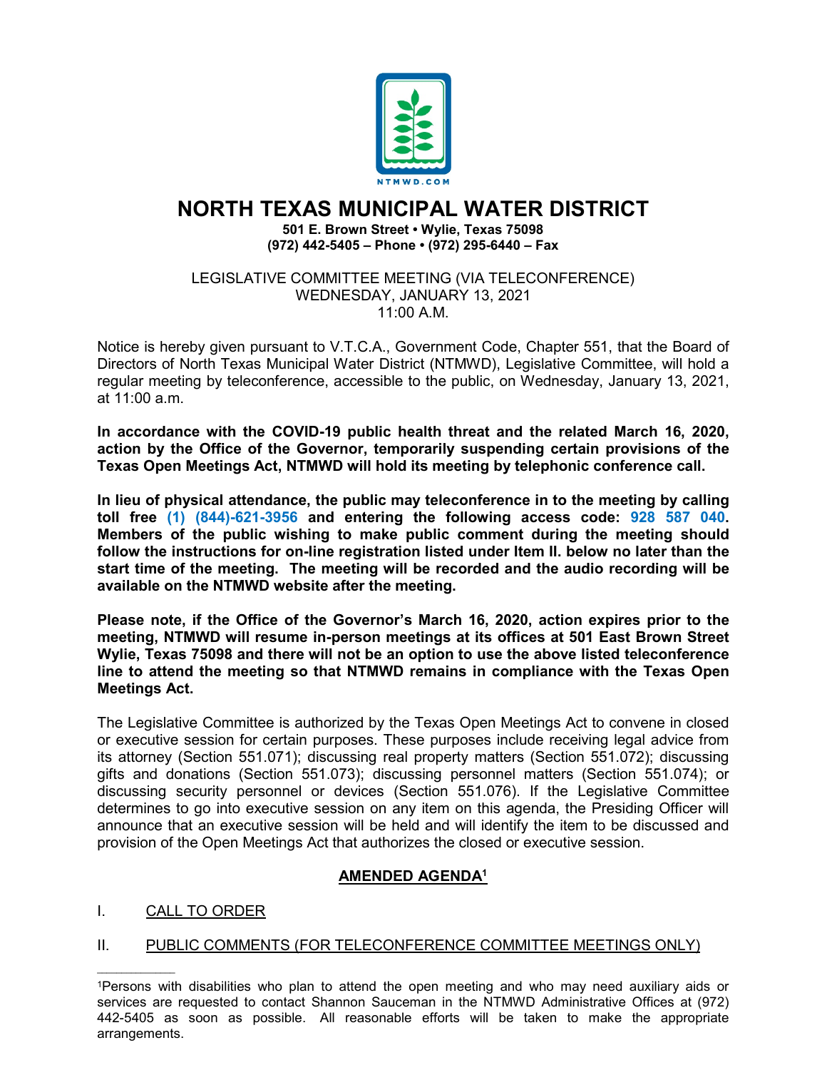NTMWD.COM

# NORTH TEXAS MUNICIPAL WATER DISTRICT

**501 E. Brown Street • Wylie, Texas 75098**
**(972) 442-5405 – Phone • (972) 295-6440 – Fax**

LEGISLATIVE COMMITTEE MEETING (VIA TELECONFERENCE)
WEDNESDAY, JANUARY 13, 2021
11:00 A.M.

Notice is hereby given pursuant to V.T.C.A., Government Code, Chapter 551, that the Board of Directors of North Texas Municipal Water District (NTMWD), Legislative Committee, will hold a regular meeting by teleconference, accessible to the public, on Wednesday, January 13, 2021, at 11:00 a.m.

**In accordance with the COVID-19 public health threat and the related March 16, 2020, action by the Office of the Governor, temporarily suspending certain provisions of the Texas Open Meetings Act, NTMWD will hold its meeting by telephonic conference call.**

**In lieu of physical attendance, the public may teleconference in to the meeting by calling toll free (1) (844)-621-3956 and entering the following access code: 928 587 040. Members of the public wishing to make public comment during the meeting should follow the instructions for on-line registration listed under Item II. below no later than the start time of the meeting. The meeting will be recorded and the audio recording will be available on the NTMWD website after the meeting.**

**Please note, if the Office of the Governor's March 16, 2020, action expires prior to the meeting, NTMWD will resume in-person meetings at its offices at 501 East Brown Street Wylie, Texas 75098 and there will not be an option to use the above listed teleconference line to attend the meeting so that NTMWD remains in compliance with the Texas Open Meetings Act.**

The Legislative Committee is authorized by the Texas Open Meetings Act to convene in closed or executive session for certain purposes. These purposes include receiving legal advice from its attorney (Section 551.071); discussing real property matters (Section 551.072); discussing gifts and donations (Section 551.073); discussing personnel matters (Section 551.074); or discussing security personnel or devices (Section 551.076). If the Legislative Committee determines to go into executive session on any item on this agenda, the Presiding Officer will announce that an executive session will be held and will identify the item to be discussed and provision of the Open Meetings Act that authorizes the closed or executive session.

## AMENDED AGENDA[1]

I. CALL TO ORDER

II. PUBLIC COMMENTS (FOR TELECONFERENCE COMMITTEE MEETINGS ONLY)

---

[1]Persons with disabilities who plan to attend the open meeting and who may need auxiliary aids or services are requested to contact Shannon Sauceman in the NTMWD Administrative Offices at (972) 442-5405 as soon as possible. All reasonable efforts will be taken to make the appropriate arrangements.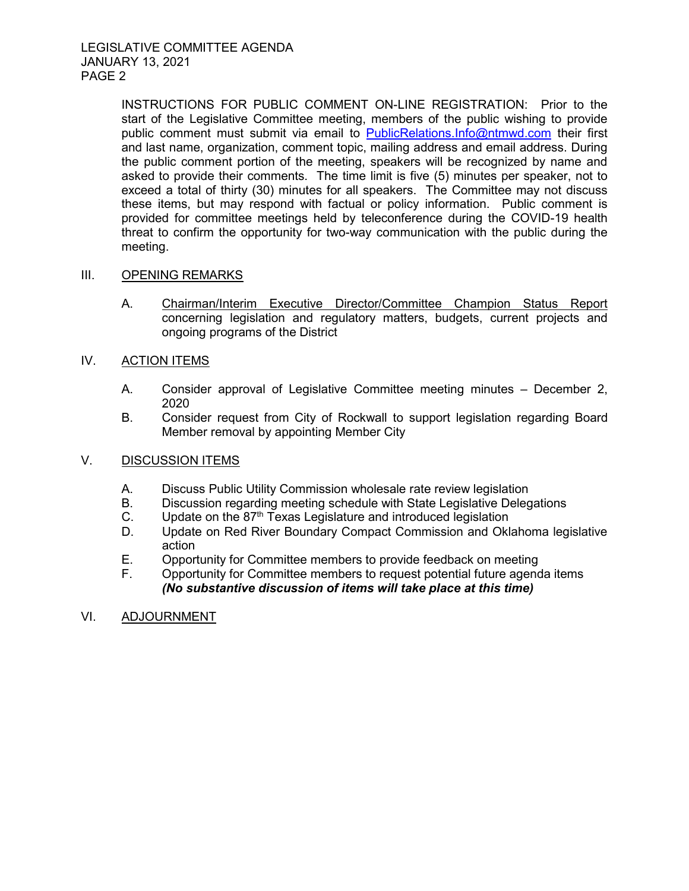INSTRUCTIONS FOR PUBLIC COMMENT ON-LINE REGISTRATION: Prior to the start of the Legislative Committee meeting, members of the public wishing to provide public comment must submit via email to PublicRelations.Info@ntmwd.com their first and last name, organization, comment topic, mailing address and email address. During the public comment portion of the meeting, speakers will be recognized by name and asked to provide their comments. The time limit is five (5) minutes per speaker, not to exceed a total of thirty (30) minutes for all speakers. The Committee may not discuss these items, but may respond with factual or policy information. Public comment is provided for committee meetings held by teleconference during the COVID-19 health threat to confirm the opportunity for two-way communication with the public during the meeting.

III. OPENING REMARKS

A. Chairman/Interim Executive Director/Committee Champion Status Report concerning legislation and regulatory matters, budgets, current projects and ongoing programs of the District

IV. ACTION ITEMS

A. Consider approval of Legislative Committee meeting minutes – December 2, 2020

B. Consider request from City of Rockwall to support legislation regarding Board Member removal by appointing Member City

V. DISCUSSION ITEMS

A. Discuss Public Utility Commission wholesale rate review legislation

B. Discussion regarding meeting schedule with State Legislative Delegations

C. Update on the 87th Texas Legislature and introduced legislation

D. Update on Red River Boundary Compact Commission and Oklahoma legislative action

E. Opportunity for Committee members to provide feedback on meeting

F. Opportunity for Committee members to request potential future agenda items
***(No substantive discussion of items will take place at this time)***

VI. ADJOURNMENT